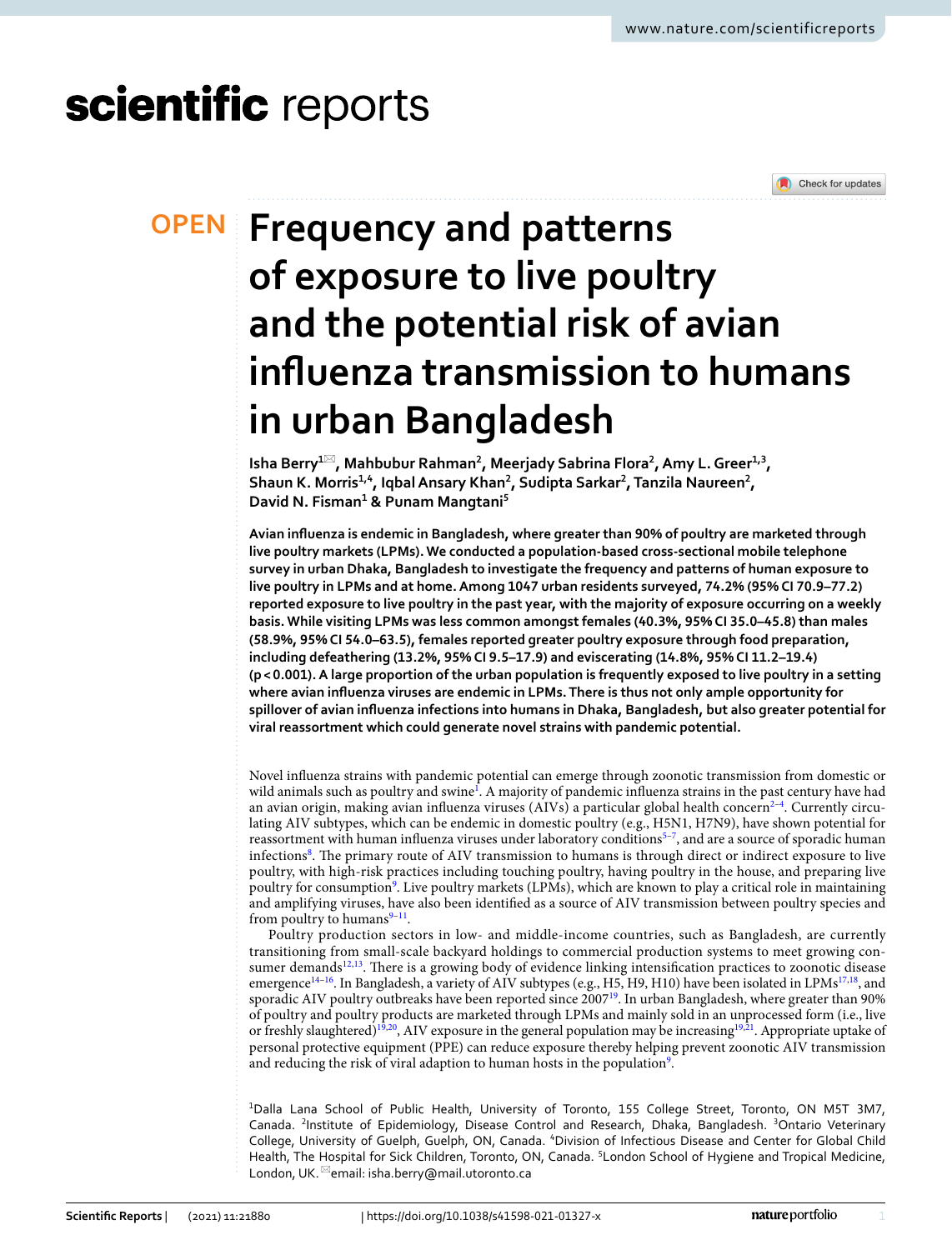# Frequency and patterns of exposure to live poultry and the potential risk of avian influenza transmission to humans in urban Bangladesh

**Isha Berry[1]✉, Mahbubur Rahman[2], Meerjady Sabrina Flora[2], Amy L. Greer[1,3], Shaun K. Morris[1,4], Iqbal Ansary Khan[2], Sudipta Sarkar[2], Tanzila Naureen[2], David N. Fisman[1] & Punam Mangtani[5]**

**Avian influenza is endemic in Bangladesh, where greater than 90% of poultry are marketed through live poultry markets (LPMs). We conducted a population-based cross-sectional mobile telephone survey in urban Dhaka, Bangladesh to investigate the frequency and patterns of exposure to live poultry in LPMs and at home. Among 1047 urban residents surveyed, 74.2% (95% CI 70.9–77.2) reported exposure to live poultry in the past year, with the majority of exposure occurring on a weekly basis. While visiting LPMs was less common amongst females (40.3%, 95% CI 35.0–45.8) than males (58.9%, 95% CI 54.0–63.5), females reported greater poultry exposure through food preparation, including defeathering (13.2%, 95% CI 9.5–17.9) and eviscerating (14.8%, 95% CI 11.2–19.4) ($p < 0.001$). A large proportion of the urban population is frequently exposed to live poultry in a setting where avian influenza viruses are endemic in LPMs. There is thus not only ample opportunity for spillover of avian influenza infections into humans in Dhaka, Bangladesh, but also greater potential for viral reassortment which could generate novel strains with pandemic potential.**

Novel influenza strains with pandemic potential can emerge through zoonotic transmission from domestic or wild animals such as poultry and swine[1]. A majority of pandemic influenza strains in the past century have had an avian origin, making avian influenza viruses (AIVs) a particular global health concern[2–4]. Currently circulating AIV subtypes, which can be endemic in domestic poultry (e.g., H5N1, H7N9), have shown potential for reassortment with human influenza viruses under laboratory conditions[5–7], and are a source of sporadic human infections[8]. The primary route of AIV transmission to humans is through direct or indirect exposure to live poultry, with high-risk practices including touching poultry, having poultry in the house, and preparing live poultry for consumption[9]. Live poultry markets (LPMs), which are known to play a critical role in maintaining and amplifying viruses, have also been identified as a source of AIV transmission between poultry species and from poultry to humans[9–11].

Poultry production sectors in low- and middle-income countries, such as Bangladesh, are currently transitioning from small-scale backyard holdings to commercial production systems to meet growing consumer demands[12,13]. There is a growing body of evidence linking intensification practices to zoonotic disease emergence[14–16]. In Bangladesh, a variety of AIV subtypes (e.g., H5, H9, H10) have been isolated in LPMs[17,18], and sporadic AIV poultry outbreaks have been reported since 2007[19]. In urban Bangladesh, where greater than 90% of poultry and poultry products are marketed through LPMs and mainly sold in an unprocessed form (i.e., live or freshly slaughtered)[19,20], AIV exposure in the general population may be increasing[19,21]. Appropriate uptake of personal protective equipment (PPE) can reduce exposure thereby helping prevent zoonotic AIV transmission and reducing the risk of viral adaption to human hosts in the population[9].

[1]Dalla Lana School of Public Health, University of Toronto, 155 College Street, Toronto, ON M5T 3M7, Canada. [2]Institute of Epidemiology, Disease Control and Research, Dhaka, Bangladesh. [3]Ontario Veterinary College, University of Guelph, Guelph, ON, Canada. [4]Division of Infectious Disease and Center for Global Child Health, The Hospital for Sick Children, Toronto, ON, Canada. [5]London School of Hygiene and Tropical Medicine, London, UK. ✉email: isha.berry@mail.utoronto.ca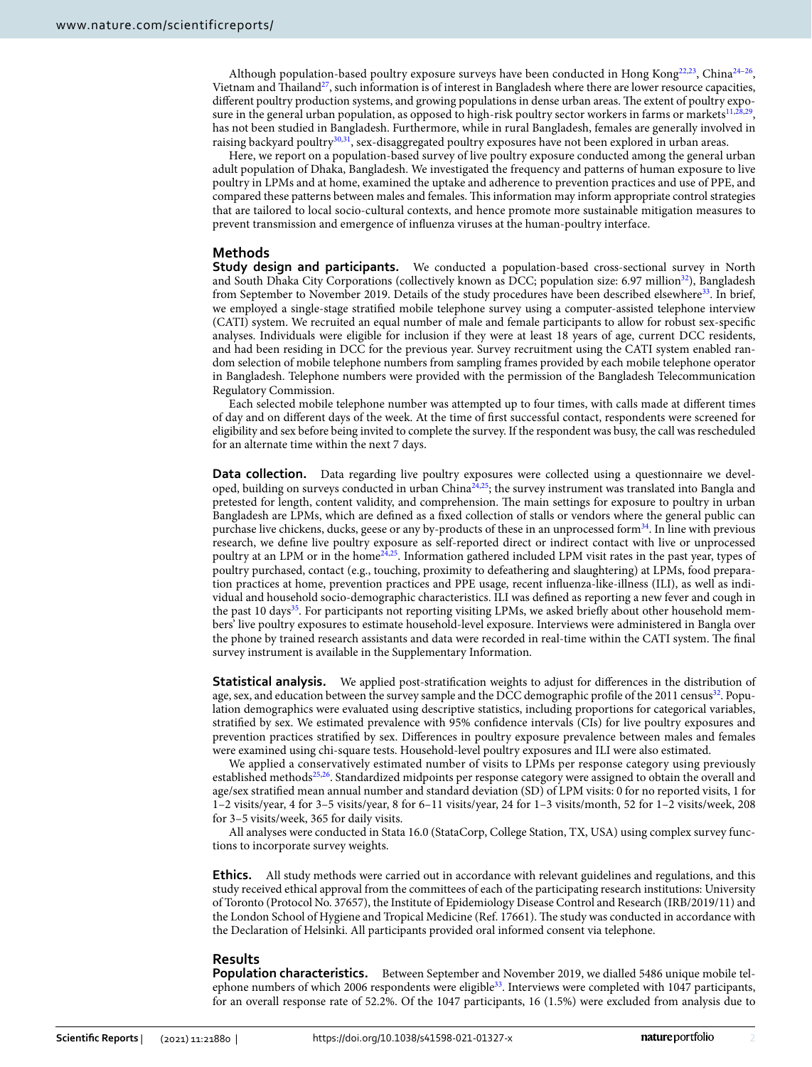Although population-based poultry exposure surveys have been conducted in Hong Kong[22,23], China[24–26], Vietnam and Thailand[27], such information is of interest in Bangladesh where there are lower resource capacities, different poultry production systems, and growing populations in dense urban areas. The extent of poultry exposure in the general urban population, as opposed to high-risk poultry sector workers in farms or markets[11,28,29], has not been studied in Bangladesh. Furthermore, while in rural Bangladesh, females are generally involved in raising backyard poultry[30,31], sex-disaggregated poultry exposures have not been explored in urban areas.

Here, we report on a population-based survey of live poultry exposure conducted among the general urban adult population of Dhaka, Bangladesh. We investigated the frequency and patterns of human exposure to live poultry in LPMs and at home, examined the uptake and adherence to prevention practices and use of PPE, and compared these patterns between males and females. This information may inform appropriate control strategies that are tailored to local socio-cultural contexts, and hence promote more sustainable mitigation measures to prevent transmission and emergence of influenza viruses at the human-poultry interface.

## Methods

**Study design and participants.** We conducted a population-based cross-sectional survey in North and South Dhaka City Corporations (collectively known as DCC; population size: 6.97 million[32]), Bangladesh from September to November 2019. Details of the study procedures have been described elsewhere[33]. In brief, we employed a single-stage stratified mobile telephone survey using a computer-assisted telephone interview (CATI) system. We recruited an equal number of male and female participants to allow for robust sex-specific analyses. Individuals were eligible for inclusion if they were at least 18 years of age, current DCC residents, and had been residing in DCC for the previous year. Survey recruitment using the CATI system enabled random selection of mobile telephone numbers from sampling frames provided by each mobile telephone operator in Bangladesh. Telephone numbers were provided with the permission of the Bangladesh Telecommunication Regulatory Commission.

Each selected mobile telephone number was attempted up to four times, with calls made at different times of day and on different days of the week. At the time of first successful contact, respondents were screened for eligibility and sex before being invited to complete the survey. If the respondent was busy, the call was rescheduled for an alternate time within the next 7 days.

**Data collection.** Data regarding live poultry exposures were collected using a questionnaire we developed, building on surveys conducted in urban China[24,25]; the survey instrument was translated into Bangla and pretested for length, content validity, and comprehension. The main settings for exposure to poultry in urban Bangladesh are LPMs, which are defined as a fixed collection of stalls or vendors where the general public can purchase live chickens, ducks, geese or any by-products of these in an unprocessed form[34]. In line with previous research, we define live poultry exposure as self-reported direct or indirect contact with live or unprocessed poultry at an LPM or in the home[24,25]. Information gathered included LPM visit rates in the past year, types of poultry purchased, contact (e.g., touching, proximity to defeathering and slaughtering) at LPMs, food preparation practices at home, prevention practices and PPE usage, recent influenza-like-illness (ILI), as well as individual and household socio-demographic characteristics. ILI was defined as reporting a new fever and cough in the past 10 days[35]. For participants not reporting visiting LPMs, we asked briefly about other household members' live poultry exposures to estimate household-level exposure. Interviews were administered in Bangla over the phone by trained research assistants and data were recorded in real-time within the CATI system. The final survey instrument is available in the Supplementary Information.

**Statistical analysis.** We applied post-stratification weights to adjust for differences in the distribution of age, sex, and education between the survey sample and the DCC demographic profile of the 2011 census[32]. Population demographics were evaluated using descriptive statistics, including proportions for categorical variables, stratified by sex. We estimated prevalence with 95% confidence intervals (CIs) for live poultry exposures and prevention practices stratified by sex. Differences in poultry exposure prevalence between males and females were examined using chi-square tests. Household-level poultry exposures and ILI were also estimated.

We applied a conservatively estimated number of visits to LPMs per response category using previously established methods[25,26]. Standardized midpoints per response category were assigned to obtain the overall and age/sex stratified mean annual number and standard deviation (SD) of LPM visits: 0 for no reported visits, 1 for 1–2 visits/year, 4 for 3–5 visits/year, 8 for 6–11 visits/year, 24 for 1–3 visits/month, 52 for 1–2 visits/week, 208 for 3–5 visits/week, 365 for daily visits.

All analyses were conducted in Stata 16.0 (StataCorp, College Station, TX, USA) using complex survey functions to incorporate survey weights.

**Ethics.** All study methods were carried out in accordance with relevant guidelines and regulations, and this study received ethical approval from the committees of each of the participating research institutions: University of Toronto (Protocol No. 37657), the Institute of Epidemiology Disease Control and Research (IRB/2019/11) and the London School of Hygiene and Tropical Medicine (Ref. 17661). The study was conducted in accordance with the Declaration of Helsinki. All participants provided oral informed consent via telephone.

## Results

**Population characteristics.** Between September and November 2019, we dialled 5486 unique mobile telephone numbers of which 2006 respondents were eligible[33]. Interviews were completed with 1047 participants, for an overall response rate of 52.2%. Of the 1047 participants, 16 (1.5%) were excluded from analysis due to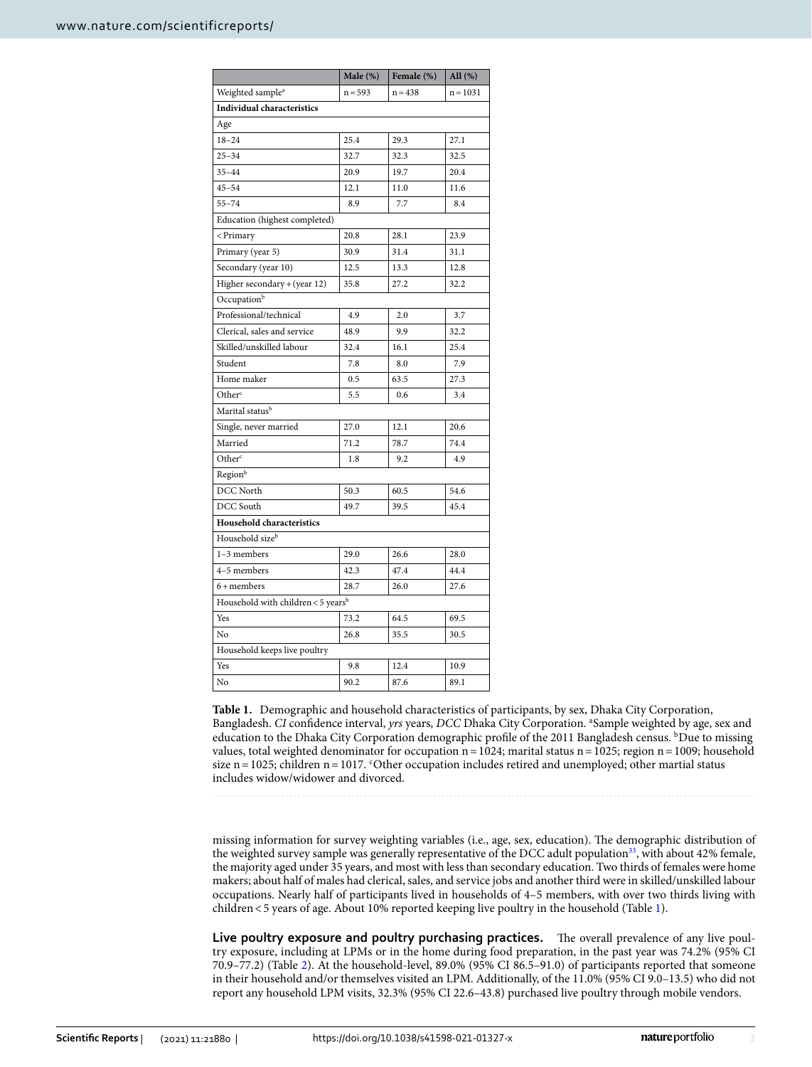| | Male (%) | Female (%) | All (%) |
|---|---|---|---|
| Weighted sample[a] | n = 593 | n = 438 | n = 1031 |
| **Individual characteristics** | | | |
| Age | | | |
| 18–24 | 25.4 | 29.3 | 27.1 |
| 25–34 | 32.7 | 32.3 | 32.5 |
| 35–44 | 20.9 | 19.7 | 20.4 |
| 45–54 | 12.1 | 11.0 | 11.6 |
| 55–74 | 8.9 | 7.7 | 8.4 |
| Education (highest completed) | | | |
| < Primary | 20.8 | 28.1 | 23.9 |
| Primary (year 5) | 30.9 | 31.4 | 31.1 |
| Secondary (year 10) | 12.5 | 13.3 | 12.8 |
| Higher secondary + (year 12) | 35.8 | 27.2 | 32.2 |
| Occupation[b] | | | |
| Professional/technical | 4.9 | 2.0 | 3.7 |
| Clerical, sales and service | 48.9 | 9.9 | 32.2 |
| Skilled/unskilled labour | 32.4 | 16.1 | 25.4 |
| Student | 7.8 | 8.0 | 7.9 |
| Home maker | 0.5 | 63.5 | 27.3 |
| Other[c] | 5.5 | 0.6 | 3.4 |
| Marital status[b] | | | |
| Single, never married | 27.0 | 12.1 | 20.6 |
| Married | 71.2 | 78.7 | 74.4 |
| Other[c] | 1.8 | 9.2 | 4.9 |
| Region[b] | | | |
| DCC North | 50.3 | 60.5 | 54.6 |
| DCC South | 49.7 | 39.5 | 45.4 |
| **Household characteristics** | | | |
| Household size[b] | | | |
| 1–3 members | 29.0 | 26.6 | 28.0 |
| 4–5 members | 42.3 | 47.4 | 44.4 |
| 6 + members | 28.7 | 26.0 | 27.6 |
| Household with children < 5 years[b] | | | |
| Yes | 73.2 | 64.5 | 69.5 |
| No | 26.8 | 35.5 | 30.5 |
| Household keeps live poultry | | | |
| Yes | 9.8 | 12.4 | 10.9 |
| No | 90.2 | 87.6 | 89.1 |

**Table 1.** Demographic and household characteristics of participants, by sex, Dhaka City Corporation, Bangladesh. *CI* confidence interval, *yrs* years, *DCC* Dhaka City Corporation. [a]Sample weighted by age, sex and education to the Dhaka City Corporation demographic profile of the 2011 Bangladesh census. [b]Due to missing values, total weighted denominator for occupation n = 1024; marital status n = 1025; region n = 1009; household size n = 1025; children n = 1017. [c]Other occupation includes retired and unemployed; other martial status includes widow/widower and divorced.

missing information for survey weighting variables (i.e., age, sex, education). The demographic distribution of the weighted survey sample was generally representative of the DCC adult population[33], with about 42% female, the majority aged under 35 years, and most with less than secondary education. Two thirds of females were home makers; about half of males had clerical, sales, and service jobs and another third were in skilled/unskilled labour occupations. Nearly half of participants lived in households of 4–5 members, with over two thirds living with children < 5 years of age. About 10% reported keeping live poultry in the household (Table 1).

**Live poultry exposure and poultry purchasing practices.** The overall prevalence of any live poultry exposure, including at LPMs or in the home during food preparation, in the past year was 74.2% (95% CI 70.9–77.2) (Table 2). At the household-level, 89.0% (95% CI 86.5–91.0) of participants reported that someone in their household and/or themselves visited an LPM. Additionally, of the 11.0% (95% CI 9.0–13.5) who did not report any household LPM visits, 32.3% (95% CI 22.6–43.8) purchased live poultry through mobile vendors.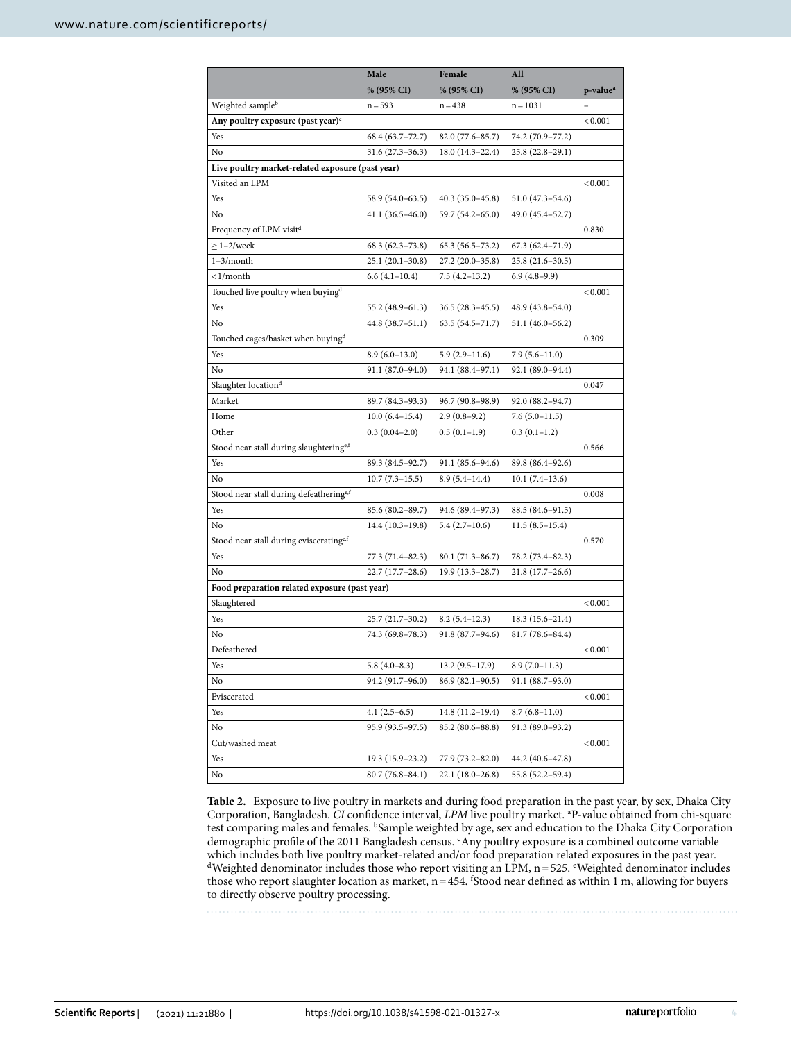|  | Male | Female | All |  |
|---|---|---|---|---|
|  | % (95% CI) | % (95% CI) | % (95% CI) | p-value[a] |
| Weighted sample[b] | n = 593 | n = 438 | n = 1031 | – |
| **Any poultry exposure (past year)[c]** |  |  |  | < 0.001 |
| Yes | 68.4 (63.7–72.7) | 82.0 (77.6–85.7) | 74.2 (70.9–77.2) |  |
| No | 31.6 (27.3–36.3) | 18.0 (14.3–22.4) | 25.8 (22.8–29.1) |  |
| **Live poultry market-related exposure (past year)** |  |  |  |  |
| Visited an LPM |  |  |  | < 0.001 |
| Yes | 58.9 (54.0–63.5) | 40.3 (35.0–45.8) | 51.0 (47.3–54.6) |  |
| No | 41.1 (36.5–46.0) | 59.7 (54.2–65.0) | 49.0 (45.4–52.7) |  |
| Frequency of LPM visit[d] |  |  |  | 0.830 |
| ≥ 1–2/week | 68.3 (62.3–73.8) | 65.3 (56.5–73.2) | 67.3 (62.4–71.9) |  |
| 1–3/month | 25.1 (20.1–30.8) | 27.2 (20.0–35.8) | 25.8 (21.6–30.5) |  |
| < 1/month | 6.6 (4.1–10.4) | 7.5 (4.2–13.2) | 6.9 (4.8–9.9) |  |
| Touched live poultry when buying[d] |  |  |  | < 0.001 |
| Yes | 55.2 (48.9–61.3) | 36.5 (28.3–45.5) | 48.9 (43.8–54.0) |  |
| No | 44.8 (38.7–51.1) | 63.5 (54.5–71.7) | 51.1 (46.0–56.2) |  |
| Touched cages/basket when buying[d] |  |  |  | 0.309 |
| Yes | 8.9 (6.0–13.0) | 5.9 (2.9–11.6) | 7.9 (5.6–11.0) |  |
| No | 91.1 (87.0–94.0) | 94.1 (88.4–97.1) | 92.1 (89.0–94.4) |  |
| Slaughter location[d] |  |  |  | 0.047 |
| Market | 89.7 (84.3–93.3) | 96.7 (90.8–98.9) | 92.0 (88.2–94.7) |  |
| Home | 10.0 (6.4–15.4) | 2.9 (0.8–9.2) | 7.6 (5.0–11.5) |  |
| Other | 0.3 (0.04–2.0) | 0.5 (0.1–1.9) | 0.3 (0.1–1.2) |  |
| Stood near stall during slaughtering[e,f] |  |  |  | 0.566 |
| Yes | 89.3 (84.5–92.7) | 91.1 (85.6–94.6) | 89.8 (86.4–92.6) |  |
| No | 10.7 (7.3–15.5) | 8.9 (5.4–14.4) | 10.1 (7.4–13.6) |  |
| Stood near stall during defeathering[e,f] |  |  |  | 0.008 |
| Yes | 85.6 (80.2–89.7) | 94.6 (89.4–97.3) | 88.5 (84.6–91.5) |  |
| No | 14.4 (10.3–19.8) | 5.4 (2.7–10.6) | 11.5 (8.5–15.4) |  |
| Stood near stall during eviscerating[e,f] |  |  |  | 0.570 |
| Yes | 77.3 (71.4–82.3) | 80.1 (71.3–86.7) | 78.2 (73.4–82.3) |  |
| No | 22.7 (17.7–28.6) | 19.9 (13.3–28.7) | 21.8 (17.7–26.6) |  |
| **Food preparation related exposure (past year)** |  |  |  |  |
| Slaughtered |  |  |  | < 0.001 |
| Yes | 25.7 (21.7–30.2) | 8.2 (5.4–12.3) | 18.3 (15.6–21.4) |  |
| No | 74.3 (69.8–78.3) | 91.8 (87.7–94.6) | 81.7 (78.6–84.4) |  |
| Defeathered |  |  |  | < 0.001 |
| Yes | 5.8 (4.0–8.3) | 13.2 (9.5–17.9) | 8.9 (7.0–11.3) |  |
| No | 94.2 (91.7–96.0) | 86.9 (82.1–90.5) | 91.1 (88.7–93.0) |  |
| Eviscerated |  |  |  | < 0.001 |
| Yes | 4.1 (2.5–6.5) | 14.8 (11.2–19.4) | 8.7 (6.8–11.0) |  |
| No | 95.9 (93.5–97.5) | 85.2 (80.6–88.8) | 91.3 (89.0–93.2) |  |
| Cut/washed meat |  |  |  | < 0.001 |
| Yes | 19.3 (15.9–23.2) | 77.9 (73.2–82.0) | 44.2 (40.6–47.8) |  |
| No | 80.7 (76.8–84.1) | 22.1 (18.0–26.8) | 55.8 (52.2–59.4) |  |

**Table 2.** Exposure to live poultry in markets and during food preparation in the past year, by sex, Dhaka City Corporation, Bangladesh. *CI* confidence interval, *LPM* live poultry market. [a]P-value obtained from chi-square test comparing males and females. [b]Sample weighted by age, sex and education to the Dhaka City Corporation demographic profile of the 2011 Bangladesh census. [c]Any poultry exposure is a combined outcome variable which includes both live poultry market-related and/or food preparation related exposures in the past year. [d]Weighted denominator includes those who report visiting an LPM, n = 525. [e]Weighted denominator includes those who report slaughter location as market, n = 454. [f]Stood near defined as within 1 m, allowing for buyers to directly observe poultry processing.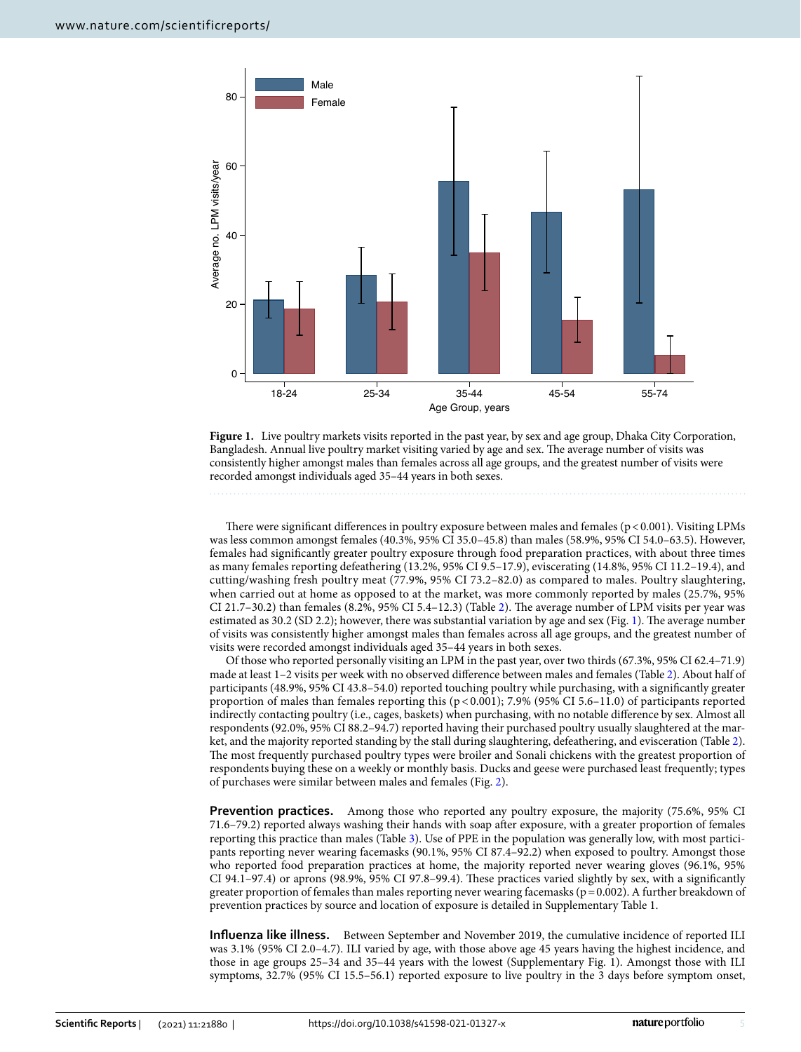**Figure 1.** Live poultry markets visits reported in the past year, by sex and age group, Dhaka City Corporation, Bangladesh. Annual live poultry market visiting varied by age and sex. The average number of visits was consistently higher amongst males than females across all age groups, and the greatest number of visits were recorded amongst individuals aged 35–44 years in both sexes.

There were significant differences in poultry exposure between males and females ($p < 0.001$). Visiting LPMs was less common amongst females (40.3%, 95% CI 35.0–45.8) than males (58.9%, 95% CI 54.0–63.5). However, females had significantly greater poultry exposure through food preparation practices, with about three times as many females reporting defeathering (13.2%, 95% CI 9.5–17.9), eviscerating (14.8%, 95% CI 11.2–19.4), and cutting/washing fresh poultry meat (77.9%, 95% CI 73.2–82.0) as compared to males. Poultry slaughtering, when carried out at home as opposed to at the market, was more commonly reported by males (25.7%, 95% CI 21.7–30.2) than females (8.2%, 95% CI 5.4–12.3) (Table 2). The average number of LPM visits per year was estimated as 30.2 (SD 2.2); however, there was substantial variation by age and sex (Fig. 1). The average number of visits was consistently higher amongst males than females across all age groups, and the greatest number of visits were recorded amongst individuals aged 35–44 years in both sexes.

Of those who reported personally visiting an LPM in the past year, over two thirds (67.3%, 95% CI 62.4–71.9) made at least 1–2 visits per week with no observed difference between males and females (Table 2). About half of participants (48.9%, 95% CI 43.8–54.0) reported touching poultry while purchasing, with a significantly greater proportion of males than females reporting this ($p < 0.001$); 7.9% (95% CI 5.6–11.0) of participants reported indirectly contacting poultry (i.e., cages, baskets) when purchasing, with no notable difference by sex. Almost all respondents (92.0%, 95% CI 88.2–94.7) reported having their purchased poultry usually slaughtered at the market, and the majority reported standing by the stall during slaughtering, defeathering, and evisceration (Table 2). The most frequently purchased poultry types were broiler and Sonali chickens with the greatest proportion of respondents buying these on a weekly or monthly basis. Ducks and geese were purchased least frequently; types of purchases were similar between males and females (Fig. 2).

**Prevention practices.** Among those who reported any poultry exposure, the majority (75.6%, 95% CI 71.6–79.2) reported always washing their hands with soap after exposure, with a greater proportion of females reporting this practice than males (Table 3). Use of PPE in the population was generally low, with most participants reporting never wearing facemasks (90.1%, 95% CI 87.4–92.2) when exposed to poultry. Amongst those who reported food preparation practices at home, the majority reported never wearing gloves (96.1%, 95% CI 94.1–97.4) or aprons (98.9%, 95% CI 97.8–99.4). These practices varied slightly by sex, with a significantly greater proportion of females than males reporting never wearing facemasks ($p = 0.002$). A further breakdown of prevention practices by source and location of exposure is detailed in Supplementary Table 1.

**Influenza like illness.** Between September and November 2019, the cumulative incidence of reported ILI was 3.1% (95% CI 2.0–4.7). ILI varied by age, with those above age 45 years having the highest incidence, and those in age groups 25–34 and 35–44 years with the lowest (Supplementary Fig. 1). Amongst those with ILI symptoms, 32.7% (95% CI 15.5–56.1) reported exposure to live poultry in the 3 days before symptom onset,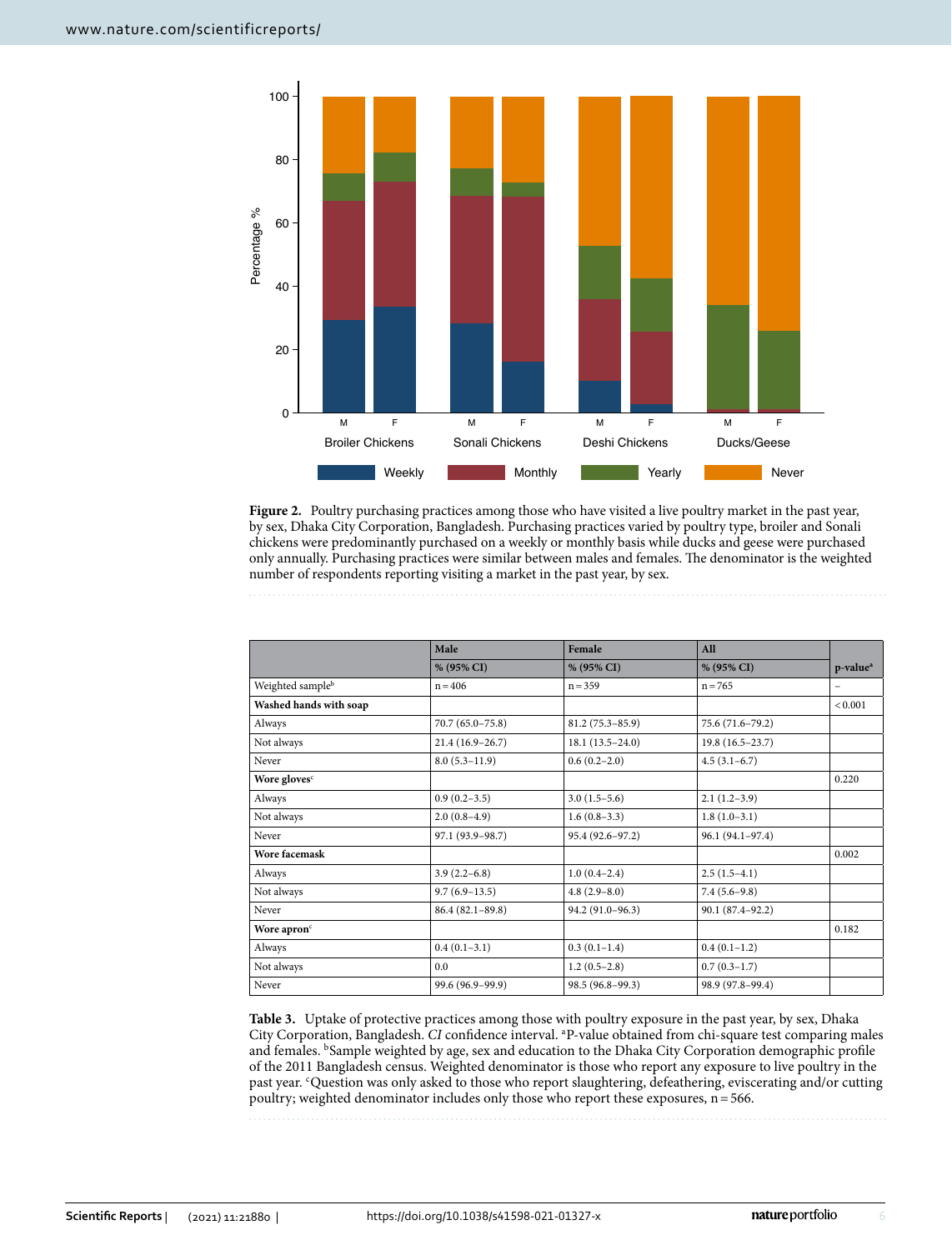**Figure 2.** Poultry purchasing practices among those who have visited a live poultry market in the past year, by sex, Dhaka City Corporation, Bangladesh. Purchasing practices varied by poultry type, broiler and Sonali chickens were predominantly purchased on a weekly or monthly basis while ducks and geese were purchased only annually. Purchasing practices were similar between males and females. The denominator is the weighted number of respondents reporting visiting a market in the past year, by sex.

| | Male | Female | All | |
|---|---|---|---|---|
| | % (95% CI) | % (95% CI) | % (95% CI) | p-value[a] |
| Weighted sample[b] | n = 406 | n = 359 | n = 765 | – |
| **Washed hands with soap** | | | | < 0.001 |
| Always | 70.7 (65.0–75.8) | 81.2 (75.3–85.9) | 75.6 (71.6–79.2) | |
| Not always | 21.4 (16.9–26.7) | 18.1 (13.5–24.0) | 19.8 (16.5–23.7) | |
| Never | 8.0 (5.3–11.9) | 0.6 (0.2–2.0) | 4.5 (3.1–6.7) | |
| **Wore gloves**[c] | | | | 0.220 |
| Always | 0.9 (0.2–3.5) | 3.0 (1.5–5.6) | 2.1 (1.2–3.9) | |
| Not always | 2.0 (0.8–4.9) | 1.6 (0.8–3.3) | 1.8 (1.0–3.1) | |
| Never | 97.1 (93.9–98.7) | 95.4 (92.6–97.2) | 96.1 (94.1–97.4) | |
| **Wore facemask** | | | | 0.002 |
| Always | 3.9 (2.2–6.8) | 1.0 (0.4–2.4) | 2.5 (1.5–4.1) | |
| Not always | 9.7 (6.9–13.5) | 4.8 (2.9–8.0) | 7.4 (5.6–9.8) | |
| Never | 86.4 (82.1–89.8) | 94.2 (91.0–96.3) | 90.1 (87.4–92.2) | |
| **Wore apron**[c] | | | | 0.182 |
| Always | 0.4 (0.1–3.1) | 0.3 (0.1–1.4) | 0.4 (0.1–1.2) | |
| Not always | 0.0 | 1.2 (0.5–2.8) | 0.7 (0.3–1.7) | |
| Never | 99.6 (96.9–99.9) | 98.5 (96.8–99.3) | 98.9 (97.8–99.4) | |

**Table 3.** Uptake of protective practices among those with poultry exposure in the past year, by sex, Dhaka City Corporation, Bangladesh. *CI* confidence interval. [a]P-value obtained from chi-square test comparing males and females. [b]Sample weighted by age, sex and education to the Dhaka City Corporation demographic profile of the 2011 Bangladesh census. Weighted denominator is those who report any exposure to live poultry in the past year. [c]Question was only asked to those who report slaughtering, defeathering, eviscerating and/or cutting poultry; weighted denominator includes only those who report these exposures, n = 566.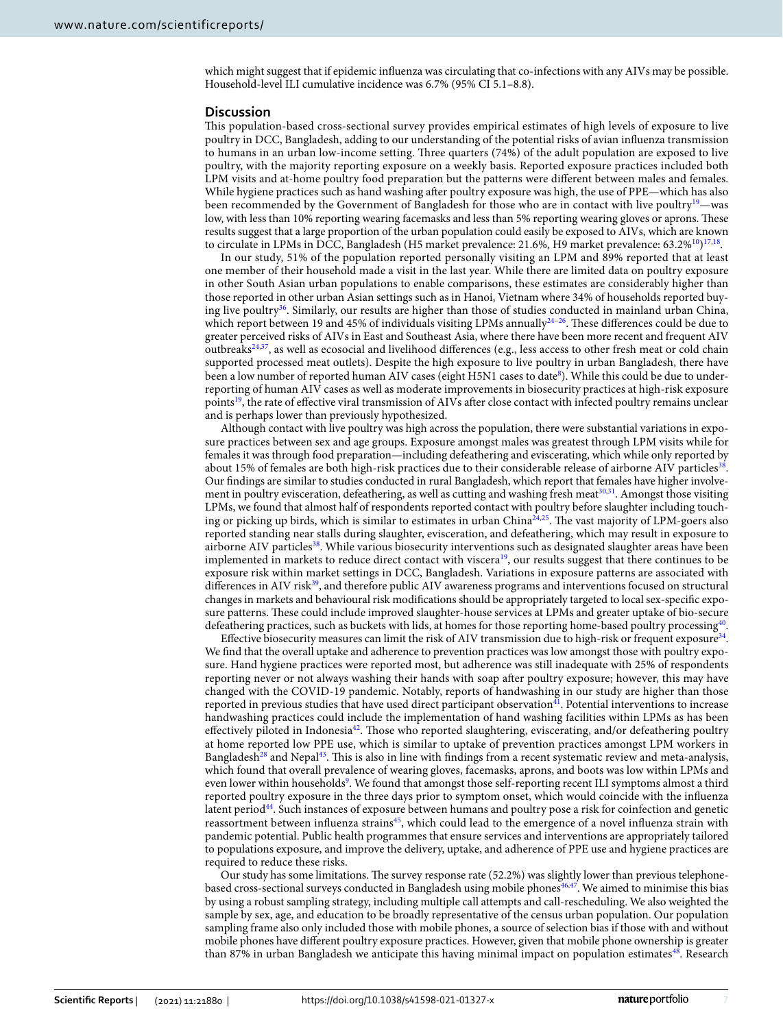which might suggest that if epidemic influenza was circulating that co-infections with any AIVs may be possible. Household-level ILI cumulative incidence was 6.7% (95% CI 5.1–8.8).

## Discussion

This population-based cross-sectional survey provides empirical estimates of high levels of exposure to live poultry in DCC, Bangladesh, adding to our understanding of the potential risks of avian influenza transmission to humans in an urban low-income setting. Three quarters (74%) of the adult population are exposed to live poultry, with the majority reporting exposure on a weekly basis. Reported exposure practices included both LPM visits and at-home poultry food preparation but the patterns were different between males and females. While hygiene practices such as hand washing after poultry exposure was high, the use of PPE—which has also been recommended by the Government of Bangladesh for those who are in contact with live poultry[19]—was low, with less than 10% reporting wearing facemasks and less than 5% reporting wearing gloves or aprons. These results suggest that a large proportion of the urban population could easily be exposed to AIVs, which are known to circulate in LPMs in DCC, Bangladesh (H5 market prevalence: 21.6%, H9 market prevalence: 63.2%[10])[17,18].

In our study, 51% of the population reported personally visiting an LPM and 89% reported that at least one member of their household made a visit in the last year. While there are limited data on poultry exposure in other South Asian urban populations to enable comparisons, these estimates are considerably higher than those reported in other urban Asian settings such as in Hanoi, Vietnam where 34% of households reported buying live poultry[36]. Similarly, our results are higher than those of studies conducted in mainland urban China, which report between 19 and 45% of individuals visiting LPMs annually[24–26]. These differences could be due to greater perceived risks of AIVs in East and Southeast Asia, where there have been more recent and frequent AIV outbreaks[24,37], as well as ecosocial and livelihood differences (e.g., less access to other fresh meat or cold chain supported processed meat outlets). Despite the high exposure to live poultry in urban Bangladesh, there have been a low number of reported human AIV cases (eight H5N1 cases to date[8]). While this could be due to under-reporting of human AIV cases as well as moderate improvements in biosecurity practices at high-risk exposure points[19], the rate of effective viral transmission of AIVs after close contact with infected poultry remains unclear and is perhaps lower than previously hypothesized.

Although contact with live poultry was high across the population, there were substantial variations in exposure practices between sex and age groups. Exposure amongst males was greatest through LPM visits while for females it was through food preparation—including defeathering and eviscerating, which while only reported by about 15% of females are both high-risk practices due to their considerable release of airborne AIV particles[38]. Our findings are similar to studies conducted in rural Bangladesh, which report that females have higher involvement in poultry evisceration, defeathering, as well as cutting and washing fresh meat[30,31]. Amongst those visiting LPMs, we found that almost half of respondents reported contact with poultry before slaughter including touching or picking up birds, which is similar to estimates in urban China[24,25]. The vast majority of LPM-goers also reported standing near stalls during slaughter, evisceration, and defeathering, which may result in exposure to airborne AIV particles[38]. While various biosecurity interventions such as designated slaughter areas have been implemented in markets to reduce direct contact with viscera[19], our results suggest that there continues to be exposure risk within market settings in DCC, Bangladesh. Variations in exposure patterns are associated with differences in AIV risk[39], and therefore public AIV awareness programs and interventions focused on structural changes in markets and behavioural risk modifications should be appropriately targeted to local sex-specific exposure patterns. These could include improved slaughter-house services at LPMs and greater uptake of bio-secure defeathering practices, such as buckets with lids, at homes for those reporting home-based poultry processing[40].

Effective biosecurity measures can limit the risk of AIV transmission due to high-risk or frequent exposure[34]. We find that the overall uptake and adherence to prevention practices was low amongst those with poultry exposure. Hand hygiene practices were reported most, but adherence was still inadequate with 25% of respondents reporting never or not always washing their hands with soap after poultry exposure; however, this may have changed with the COVID-19 pandemic. Notably, reports of handwashing in our study are higher than those reported in previous studies that have used direct participant observation[41]. Potential interventions to increase handwashing practices could include the implementation of hand washing facilities within LPMs as has been effectively piloted in Indonesia[42]. Those who reported slaughtering, eviscerating, and/or defeathering poultry at home reported low PPE use, which is similar to uptake of prevention practices amongst LPM workers in Bangladesh[28] and Nepal[43]. This is also in line with findings from a recent systematic review and meta-analysis, which found that overall prevalence of wearing gloves, facemasks, aprons, and boots was low within LPMs and even lower within households[9]. We found that amongst those self-reporting recent ILI symptoms almost a third reported poultry exposure in the three days prior to symptom onset, which would coincide with the influenza latent period[44]. Such instances of exposure between humans and poultry pose a risk for coinfection and genetic reassortment between influenza strains[45], which could lead to the emergence of a novel influenza strain with pandemic potential. Public health programmes that ensure services and interventions are appropriately tailored to populations exposure, and improve the delivery, uptake, and adherence of PPE use and hygiene practices are required to reduce these risks.

Our study has some limitations. The survey response rate (52.2%) was slightly lower than previous telephone-based cross-sectional surveys conducted in Bangladesh using mobile phones[46,47]. We aimed to minimise this bias by using a robust sampling strategy, including multiple call attempts and call-rescheduling. We also weighted the sample by sex, age, and education to be broadly representative of the census urban population. Our population sampling frame also only included those with mobile phones, a source of selection bias if those with and without mobile phones have different poultry exposure practices. However, given that mobile phone ownership is greater than 87% in urban Bangladesh we anticipate this having minimal impact on population estimates[48]. Research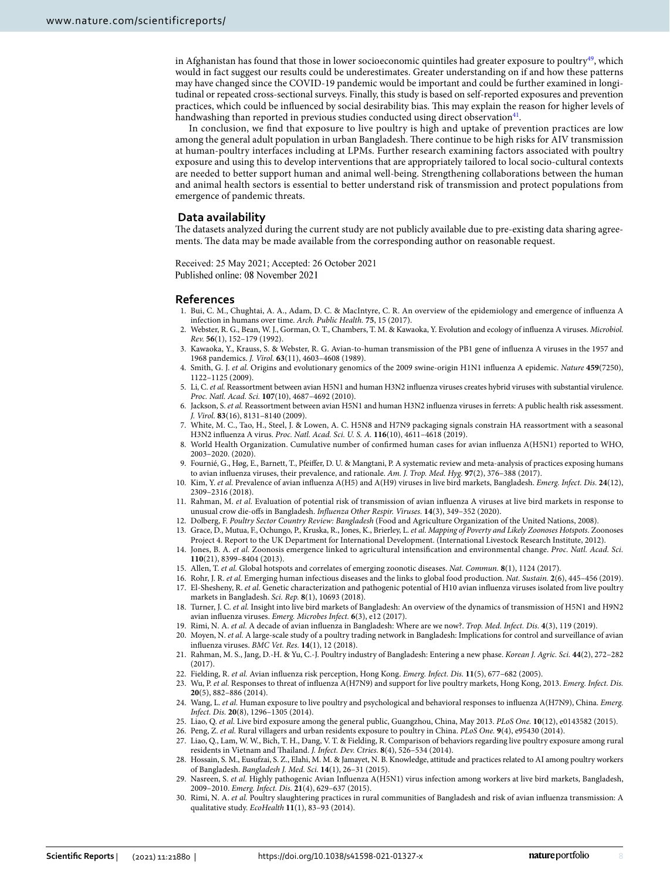in Afghanistan has found that those in lower socioeconomic quintiles had greater exposure to poultry[49], which would in fact suggest our results could be underestimates. Greater understanding on if and how these patterns may have changed since the COVID-19 pandemic would be important and could be further examined in longitudinal or repeated cross-sectional surveys. Finally, this study is based on self-reported exposures and prevention practices, which could be influenced by social desirability bias. This may explain the reason for higher levels of handwashing than reported in previous studies conducted using direct observation[41].

In conclusion, we find that exposure to live poultry is high and uptake of prevention practices are low among the general adult population in urban Bangladesh. There continue to be high risks for AIV transmission at human-poultry interfaces including at LPMs. Further research examining factors associated with poultry exposure and using this to develop interventions that are appropriately tailored to local socio-cultural contexts are needed to better support human and animal well-being. Strengthening collaborations between the human and animal health sectors is essential to better understand risk of transmission and protect populations from emergence of pandemic threats.

## Data availability

The datasets analyzed during the current study are not publicly available due to pre-existing data sharing agreements. The data may be made available from the corresponding author on reasonable request.

Received: 25 May 2021; Accepted: 26 October 2021
Published online: 08 November 2021

## References

1. Bui, C. M., Chughtai, A. A., Adam, D. C. & MacIntyre, C. R. An overview of the epidemiology and emergence of influenza A infection in humans over time. *Arch. Public Health.* **75**, 15 (2017).
2. Webster, R. G., Bean, W. J., Gorman, O. T., Chambers, T. M. & Kawaoka, Y. Evolution and ecology of influenza A viruses. *Microbiol. Rev.* **56**(1), 152–179 (1992).
3. Kawaoka, Y., Krauss, S. & Webster, R. G. Avian-to-human transmission of the PB1 gene of influenza A viruses in the 1957 and 1968 pandemics. *J. Virol.* **63**(11), 4603–4608 (1989).
4. Smith, G. J. *et al.* Origins and evolutionary genomics of the 2009 swine-origin H1N1 influenza A epidemic. *Nature* **459**(7250), 1122–1125 (2009).
5. Li, C. *et al.* Reassortment between avian H5N1 and human H3N2 influenza viruses creates hybrid viruses with substantial virulence. *Proc. Natl. Acad. Sci.* **107**(10), 4687–4692 (2010).
6. Jackson, S. *et al.* Reassortment between avian H5N1 and human H3N2 influenza viruses in ferrets: A public health risk assessment. *J. Virol.* **83**(16), 8131–8140 (2009).
7. White, M. C., Tao, H., Steel, J. & Lowen, A. C. H5N8 and H7N9 packaging signals constrain HA reassortment with a seasonal H3N2 influenza A virus. *Proc. Natl. Acad. Sci. U. S. A.* **116**(10), 4611–4618 (2019).
8. World Health Organization. Cumulative number of confirmed human cases for avian influenza A(H5N1) reported to WHO, 2003–2020. (2020).
9. Fournié, G., Høg, E., Barnett, T., Pfeiffer, D. U. & Mangtani, P. A systematic review and meta-analysis of practices exposing humans to avian influenza viruses, their prevalence, and rationale. *Am. J. Trop. Med. Hyg.* **97**(2), 376–388 (2017).
10. Kim, Y. *et al.* Prevalence of avian influenza A(H5) and A(H9) viruses in live bird markets, Bangladesh. *Emerg. Infect. Dis.* **24**(12), 2309–2316 (2018).
11. Rahman, M. *et al.* Evaluation of potential risk of transmission of avian influenza A viruses at live bird markets in response to unusual crow die-offs in Bangladesh. *Influenza Other Respir. Viruses.* **14**(3), 349–352 (2020).
12. Dolberg, F. *Poultry Sector Country Review: Bangladesh* (Food and Agriculture Organization of the United Nations, 2008).
13. Grace, D., Mutua, F., Ochungo, P., Kruska, R., Jones, K., Brierley, L. *et al. Mapping of Poverty and Likely Zoonoses Hotspots*. Zoonoses Project 4. Report to the UK Department for International Development. (International Livestock Research Institute, 2012).
14. Jones, B. A. *et al.* Zoonosis emergence linked to agricultural intensification and environmental change. *Proc. Natl. Acad. Sci.* **110**(21), 8399–8404 (2013).
15. Allen, T. *et al.* Global hotspots and correlates of emerging zoonotic diseases. *Nat. Commun.* **8**(1), 1124 (2017).
16. Rohr, J. R. *et al.* Emerging human infectious diseases and the links to global food production. *Nat. Sustain.* **2**(6), 445–456 (2019).
17. El-Shesheny, R. *et al.* Genetic characterization and pathogenic potential of H10 avian influenza viruses isolated from live poultry markets in Bangladesh. *Sci. Rep.* **8**(1), 10693 (2018).
18. Turner, J. C. *et al.* Insight into live bird markets of Bangladesh: An overview of the dynamics of transmission of H5N1 and H9N2 avian influenza viruses. *Emerg. Microbes Infect.* **6**(3), e12 (2017).
19. Rimi, N. A. *et al.* A decade of avian influenza in Bangladesh: Where are we now?. *Trop. Med. Infect. Dis.* **4**(3), 119 (2019).
20. Moyen, N. *et al.* A large-scale study of a poultry trading network in Bangladesh: Implications for control and surveillance of avian influenza viruses. *BMC Vet. Res.* **14**(1), 12 (2018).
21. Rahman, M. S., Jang, D.-H. & Yu, C.-J. Poultry industry of Bangladesh: Entering a new phase. *Korean J. Agric. Sci.* **44**(2), 272–282 (2017).
22. Fielding, R. *et al.* Avian influenza risk perception, Hong Kong. *Emerg. Infect. Dis.* **11**(5), 677–682 (2005).
23. Wu, P. *et al.* Responses to threat of influenza A(H7N9) and support for live poultry markets, Hong Kong, 2013. *Emerg. Infect. Dis.* **20**(5), 882–886 (2014).
24. Wang, L. *et al.* Human exposure to live poultry and psychological and behavioral responses to influenza A(H7N9), China. *Emerg. Infect. Dis.* **20**(8), 1296–1305 (2014).
25. Liao, Q. *et al.* Live bird exposure among the general public, Guangzhou, China, May 2013. *PLoS One.* **10**(12), e0143582 (2015).
26. Peng, Z. *et al.* Rural villagers and urban residents exposure to poultry in China. *PLoS One.* **9**(4), e95430 (2014).
27. Liao, Q., Lam, W. W., Bich, T. H., Dang, V. T. & Fielding, R. Comparison of behaviors regarding live poultry exposure among rural residents in Vietnam and Thailand. *J. Infect. Dev. Ctries.* **8**(4), 526–534 (2014).
28. Hossain, S. M., Eusufzai, S. Z., Elahi, M. M. & Jamayet, N. B. Knowledge, attitude and practices related to AI among poultry workers of Bangladesh. *Bangladesh J. Med. Sci.* **14**(1), 26–31 (2015).
29. Nasreen, S. *et al.* Highly pathogenic Avian Influenza A(H5N1) virus infection among workers at live bird markets, Bangladesh, 2009–2010. *Emerg. Infect. Dis.* **21**(4), 629–637 (2015).
30. Rimi, N. A. *et al.* Poultry slaughtering practices in rural communities of Bangladesh and risk of avian influenza transmission: A qualitative study. *EcoHealth* **11**(1), 83–93 (2014).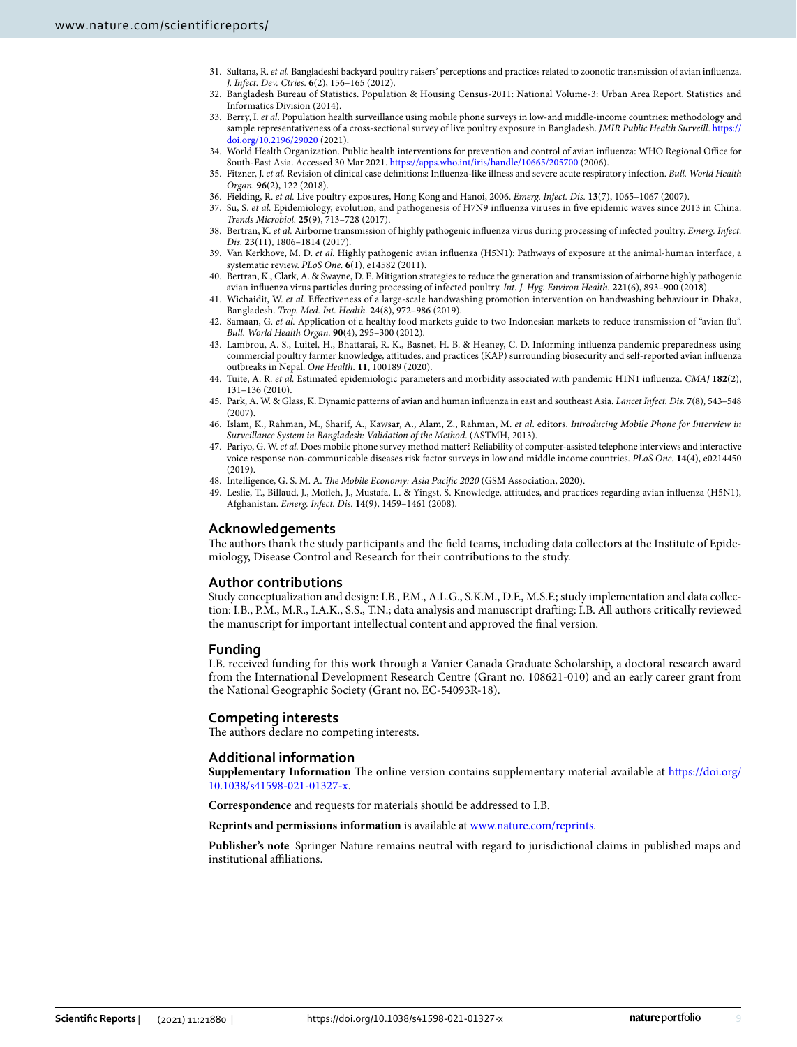31. Sultana, R. *et al.* Bangladeshi backyard poultry raisers' perceptions and practices related to zoonotic transmission of avian influenza. *J. Infect. Dev. Ctries.* **6**(2), 156–165 (2012).
32. Bangladesh Bureau of Statistics. Population & Housing Census-2011: National Volume-3: Urban Area Report. Statistics and Informatics Division (2014).
33. Berry, I. *et al*. Population health surveillance using mobile phone surveys in low-and middle-income countries: methodology and sample representativeness of a cross-sectional survey of live poultry exposure in Bangladesh. *JMIR Public Health Surveill*. https://doi.org/10.2196/29020 (2021).
34. World Health Organization. Public health interventions for prevention and control of avian influenza: WHO Regional Office for South-East Asia. Accessed 30 Mar 2021. https://apps.who.int/iris/handle/10665/205700 (2006).
35. Fitzner, J. *et al.* Revision of clinical case definitions: Influenza-like illness and severe acute respiratory infection. *Bull. World Health Organ.* **96**(2), 122 (2018).
36. Fielding, R. *et al.* Live poultry exposures, Hong Kong and Hanoi, 2006. *Emerg. Infect. Dis.* **13**(7), 1065–1067 (2007).
37. Su, S. *et al.* Epidemiology, evolution, and pathogenesis of H7N9 influenza viruses in five epidemic waves since 2013 in China. *Trends Microbiol.* **25**(9), 713–728 (2017).
38. Bertran, K. *et al.* Airborne transmission of highly pathogenic influenza virus during processing of infected poultry. *Emerg. Infect. Dis.* **23**(11), 1806–1814 (2017).
39. Van Kerkhove, M. D. *et al.* Highly pathogenic avian influenza (H5N1): Pathways of exposure at the animal-human interface, a systematic review. *PLoS One.* **6**(1), e14582 (2011).
40. Bertran, K., Clark, A. & Swayne, D. E. Mitigation strategies to reduce the generation and transmission of airborne highly pathogenic avian influenza virus particles during processing of infected poultry. *Int. J. Hyg. Environ Health.* **221**(6), 893–900 (2018).
41. Wichaidit, W. *et al.* Effectiveness of a large-scale handwashing promotion intervention on handwashing behaviour in Dhaka, Bangladesh. *Trop. Med. Int. Health.* **24**(8), 972–986 (2019).
42. Samaan, G. *et al.* Application of a healthy food markets guide to two Indonesian markets to reduce transmission of "avian flu". *Bull. World Health Organ.* **90**(4), 295–300 (2012).
43. Lambrou, A. S., Luitel, H., Bhattarai, R. K., Basnet, H. B. & Heaney, C. D. Informing influenza pandemic preparedness using commercial poultry farmer knowledge, attitudes, and practices (KAP) surrounding biosecurity and self-reported avian influenza outbreaks in Nepal. *One Health.* **11**, 100189 (2020).
44. Tuite, A. R. *et al.* Estimated epidemiologic parameters and morbidity associated with pandemic H1N1 influenza. *CMAJ* **182**(2), 131–136 (2010).
45. Park, A. W. & Glass, K. Dynamic patterns of avian and human influenza in east and southeast Asia. *Lancet Infect. Dis.* **7**(8), 543–548 (2007).
46. Islam, K., Rahman, M., Sharif, A., Kawsar, A., Alam, Z., Rahman, M. *et al*. editors. *Introducing Mobile Phone for Interview in Surveillance System in Bangladesh: Validation of the Method*. (ASTMH, 2013).
47. Pariyo, G. W. *et al.* Does mobile phone survey method matter? Reliability of computer-assisted telephone interviews and interactive voice response non-communicable diseases risk factor surveys in low and middle income countries. *PLoS One.* **14**(4), e0214450 (2019).
48. Intelligence, G. S. M. A. *The Mobile Economy: Asia Pacific 2020* (GSM Association, 2020).
49. Leslie, T., Billaud, J., Mofleh, J., Mustafa, L. & Yingst, S. Knowledge, attitudes, and practices regarding avian influenza (H5N1), Afghanistan. *Emerg. Infect. Dis.* **14**(9), 1459–1461 (2008).

## Acknowledgements

The authors thank the study participants and the field teams, including data collectors at the Institute of Epidemiology, Disease Control and Research for their contributions to the study.

## Author contributions

Study conceptualization and design: I.B., P.M., A.L.G., S.K.M., D.F., M.S.F.; study implementation and data collection: I.B., P.M., M.R., I.A.K., S.S., T.N.; data analysis and manuscript drafting: I.B. All authors critically reviewed the manuscript for important intellectual content and approved the final version.

## Funding

I.B. received funding for this work through a Vanier Canada Graduate Scholarship, a doctoral research award from the International Development Research Centre (Grant no. 108621-010) and an early career grant from the National Geographic Society (Grant no. EC-54093R-18).

## Competing interests

The authors declare no competing interests.

## Additional information

**Supplementary Information** The online version contains supplementary material available at https://doi.org/10.1038/s41598-021-01327-x.

**Correspondence** and requests for materials should be addressed to I.B.

**Reprints and permissions information** is available at www.nature.com/reprints.

**Publisher's note** Springer Nature remains neutral with regard to jurisdictional claims in published maps and institutional affiliations.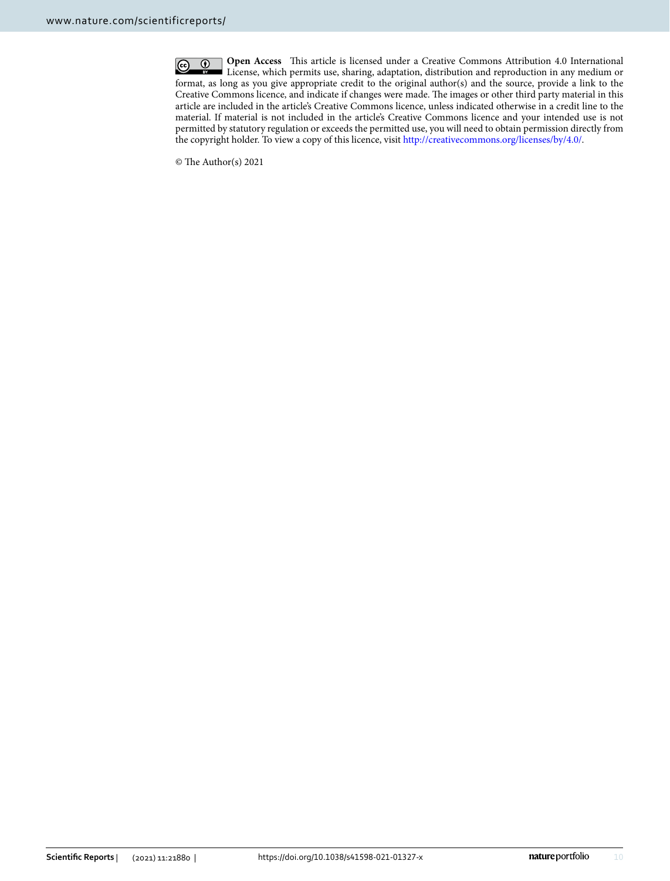**Open Access** This article is licensed under a Creative Commons Attribution 4.0 International License, which permits use, sharing, adaptation, distribution and reproduction in any medium or format, as long as you give appropriate credit to the original author(s) and the source, provide a link to the Creative Commons licence, and indicate if changes were made. The images or other third party material in this article are included in the article's Creative Commons licence, unless indicated otherwise in a credit line to the material. If material is not included in the article's Creative Commons licence and your intended use is not permitted by statutory regulation or exceeds the permitted use, you will need to obtain permission directly from the copyright holder. To view a copy of this licence, visit http://creativecommons.org/licenses/by/4.0/.

© The Author(s) 2021